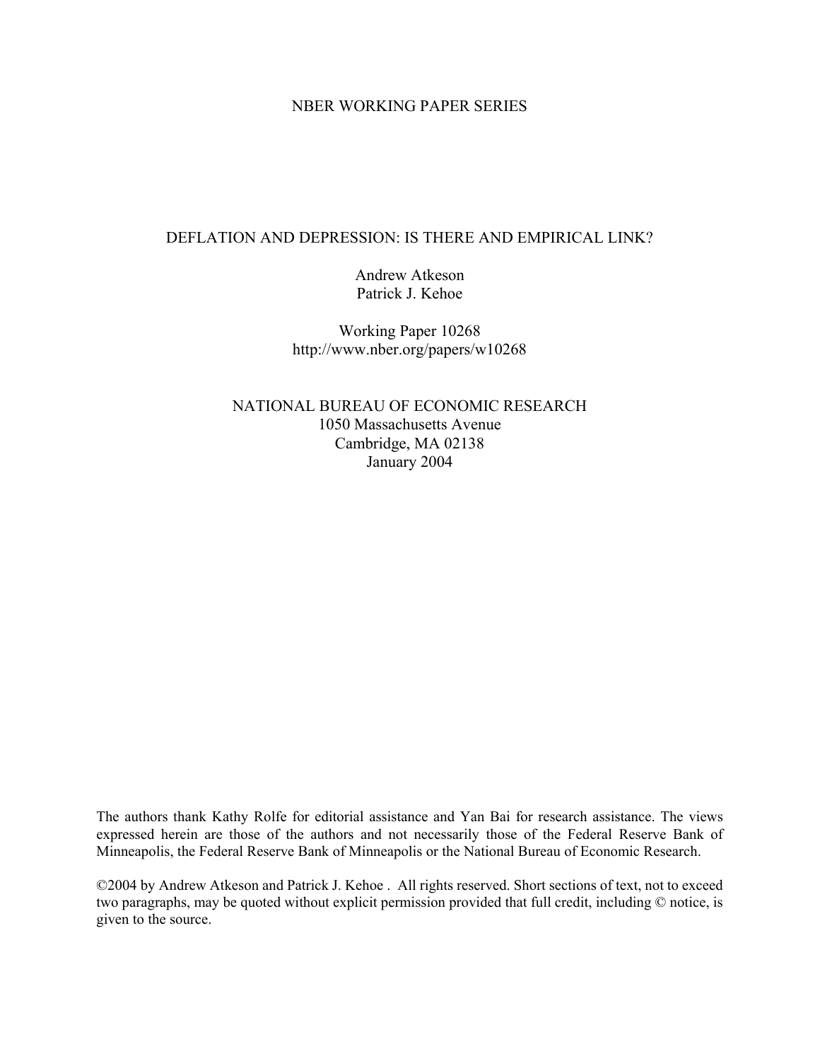NBER WORKING PAPER SERIES

# DEFLATION AND DEPRESSION: IS THERE AND EMPIRICAL LINK?

Andrew Atkeson
Patrick J. Kehoe

Working Paper 10268
http://www.nber.org/papers/w10268

NATIONAL BUREAU OF ECONOMIC RESEARCH
1050 Massachusetts Avenue
Cambridge, MA 02138
January 2004

The authors thank Kathy Rolfe for editorial assistance and Yan Bai for research assistance. The views expressed herein are those of the authors and not necessarily those of the Federal Reserve Bank of Minneapolis, the Federal Reserve Bank of Minneapolis or the National Bureau of Economic Research.

©2004 by Andrew Atkeson and Patrick J. Kehoe . All rights reserved. Short sections of text, not to exceed two paragraphs, may be quoted without explicit permission provided that full credit, including © notice, is given to the source.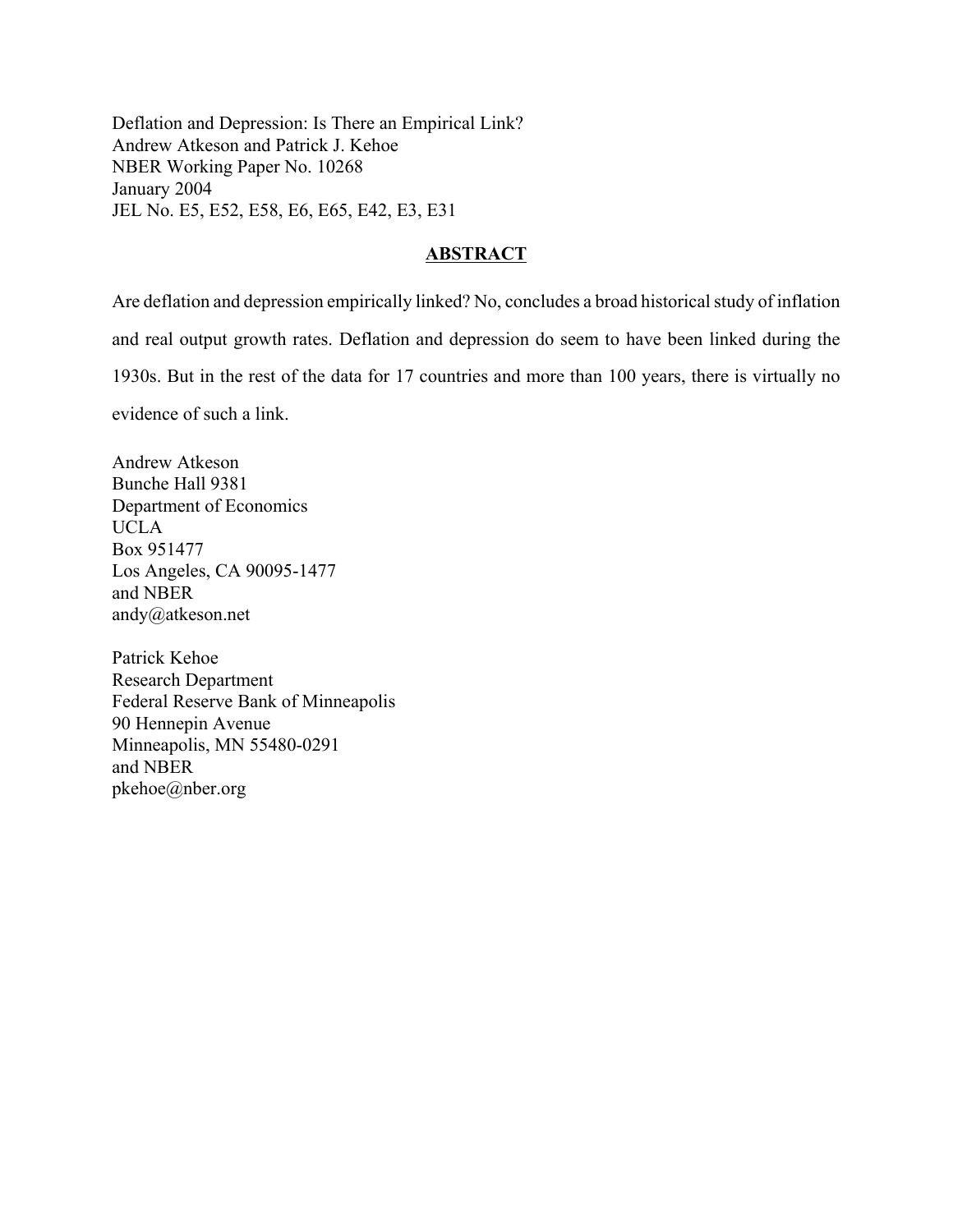Deflation and Depression: Is There an Empirical Link?
Andrew Atkeson and Patrick J. Kehoe
NBER Working Paper No. 10268
January 2004
JEL No. E5, E52, E58, E6, E65, E42, E3, E31

## ABSTRACT

Are deflation and depression empirically linked? No, concludes a broad historical study of inflation and real output growth rates. Deflation and depression do seem to have been linked during the 1930s. But in the rest of the data for 17 countries and more than 100 years, there is virtually no evidence of such a link.

Andrew Atkeson
Bunche Hall 9381
Department of Economics
UCLA
Box 951477
Los Angeles, CA 90095-1477
and NBER
andy@atkeson.net

Patrick Kehoe
Research Department
Federal Reserve Bank of Minneapolis
90 Hennepin Avenue
Minneapolis, MN 55480-0291
and NBER
pkehoe@nber.org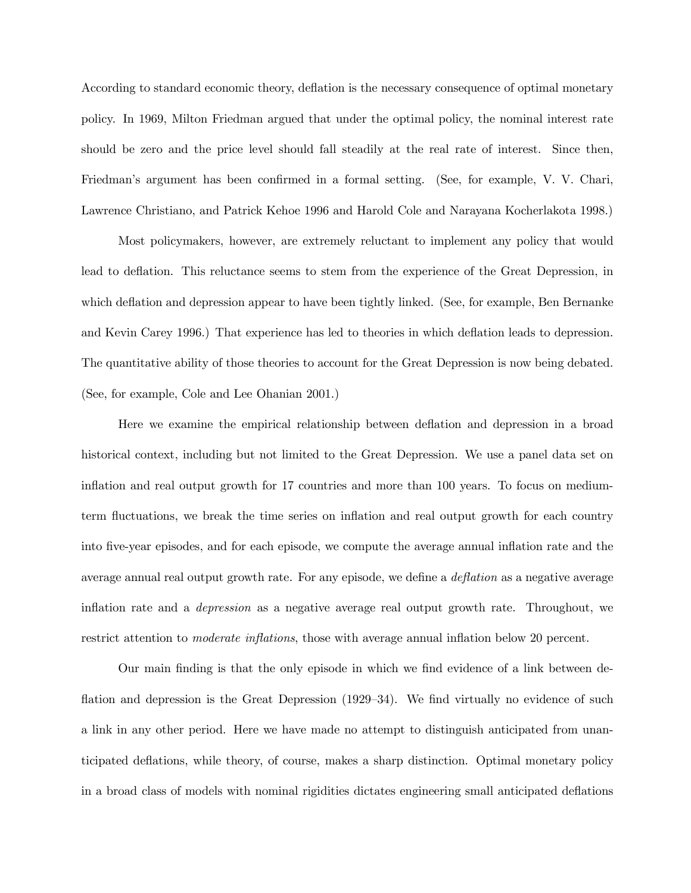According to standard economic theory, deflation is the necessary consequence of optimal monetary policy. In 1969, Milton Friedman argued that under the optimal policy, the nominal interest rate should be zero and the price level should fall steadily at the real rate of interest. Since then, Friedman's argument has been confirmed in a formal setting. (See, for example, V. V. Chari, Lawrence Christiano, and Patrick Kehoe 1996 and Harold Cole and Narayana Kocherlakota 1998.)

Most policymakers, however, are extremely reluctant to implement any policy that would lead to deflation. This reluctance seems to stem from the experience of the Great Depression, in which deflation and depression appear to have been tightly linked. (See, for example, Ben Bernanke and Kevin Carey 1996.) That experience has led to theories in which deflation leads to depression. The quantitative ability of those theories to account for the Great Depression is now being debated. (See, for example, Cole and Lee Ohanian 2001.)

Here we examine the empirical relationship between deflation and depression in a broad historical context, including but not limited to the Great Depression. We use a panel data set on inflation and real output growth for 17 countries and more than 100 years. To focus on medium-term fluctuations, we break the time series on inflation and real output growth for each country into five-year episodes, and for each episode, we compute the average annual inflation rate and the average annual real output growth rate. For any episode, we define a *deflation* as a negative average inflation rate and a *depression* as a negative average real output growth rate. Throughout, we restrict attention to *moderate inflations*, those with average annual inflation below 20 percent.

Our main finding is that the only episode in which we find evidence of a link between deflation and depression is the Great Depression (1929–34). We find virtually no evidence of such a link in any other period. Here we have made no attempt to distinguish anticipated from unanticipated deflations, while theory, of course, makes a sharp distinction. Optimal monetary policy in a broad class of models with nominal rigidities dictates engineering small anticipated deflations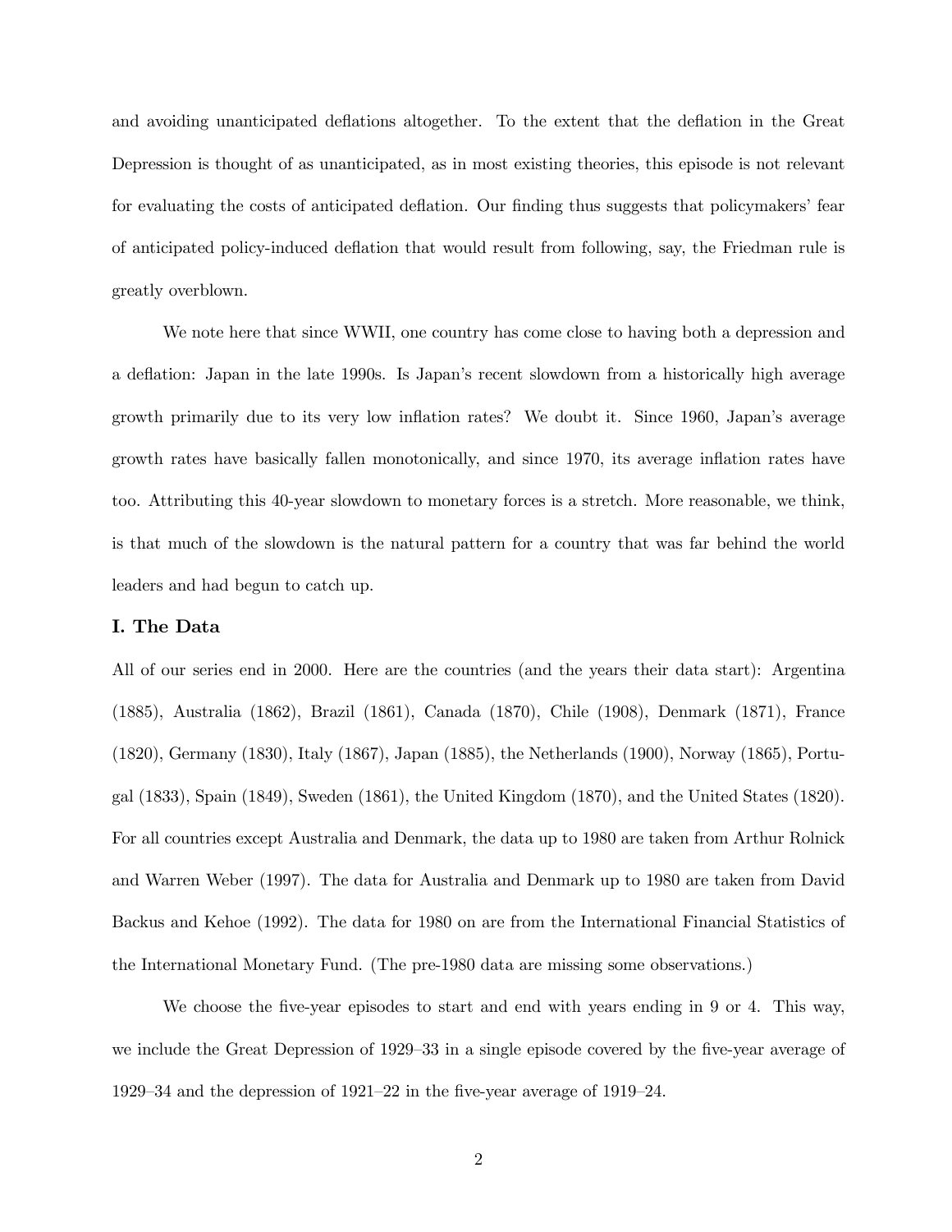and avoiding unanticipated deflations altogether. To the extent that the deflation in the Great Depression is thought of as unanticipated, as in most existing theories, this episode is not relevant for evaluating the costs of anticipated deflation. Our finding thus suggests that policymakers' fear of anticipated policy-induced deflation that would result from following, say, the Friedman rule is greatly overblown.

We note here that since WWII, one country has come close to having both a depression and a deflation: Japan in the late 1990s. Is Japan's recent slowdown from a historically high average growth primarily due to its very low inflation rates? We doubt it. Since 1960, Japan's average growth rates have basically fallen monotonically, and since 1970, its average inflation rates have too. Attributing this 40-year slowdown to monetary forces is a stretch. More reasonable, we think, is that much of the slowdown is the natural pattern for a country that was far behind the world leaders and had begun to catch up.

### I. The Data

All of our series end in 2000. Here are the countries (and the years their data start): Argentina (1885), Australia (1862), Brazil (1861), Canada (1870), Chile (1908), Denmark (1871), France (1820), Germany (1830), Italy (1867), Japan (1885), the Netherlands (1900), Norway (1865), Portugal (1833), Spain (1849), Sweden (1861), the United Kingdom (1870), and the United States (1820). For all countries except Australia and Denmark, the data up to 1980 are taken from Arthur Rolnick and Warren Weber (1997). The data for Australia and Denmark up to 1980 are taken from David Backus and Kehoe (1992). The data for 1980 on are from the International Financial Statistics of the International Monetary Fund. (The pre-1980 data are missing some observations.)

We choose the five-year episodes to start and end with years ending in 9 or 4. This way, we include the Great Depression of 1929–33 in a single episode covered by the five-year average of 1929–34 and the depression of 1921–22 in the five-year average of 1919–24.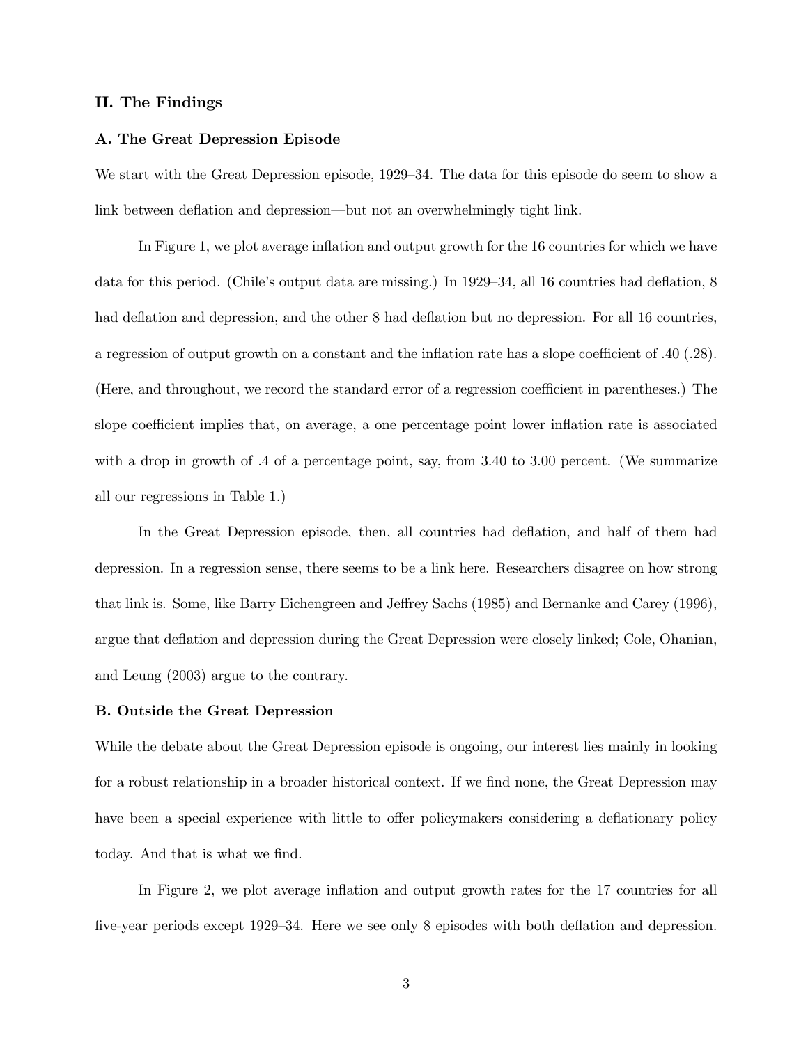## II. The Findings

### A. The Great Depression Episode

We start with the Great Depression episode, 1929–34. The data for this episode do seem to show a link between deflation and depression—but not an overwhelmingly tight link.

In Figure 1, we plot average inflation and output growth for the 16 countries for which we have data for this period. (Chile's output data are missing.) In 1929–34, all 16 countries had deflation, 8 had deflation and depression, and the other 8 had deflation but no depression. For all 16 countries, a regression of output growth on a constant and the inflation rate has a slope coefficient of .40 (.28). (Here, and throughout, we record the standard error of a regression coefficient in parentheses.) The slope coefficient implies that, on average, a one percentage point lower inflation rate is associated with a drop in growth of .4 of a percentage point, say, from 3.40 to 3.00 percent. (We summarize all our regressions in Table 1.)

In the Great Depression episode, then, all countries had deflation, and half of them had depression. In a regression sense, there seems to be a link here. Researchers disagree on how strong that link is. Some, like Barry Eichengreen and Jeffrey Sachs (1985) and Bernanke and Carey (1996), argue that deflation and depression during the Great Depression were closely linked; Cole, Ohanian, and Leung (2003) argue to the contrary.

### B. Outside the Great Depression

While the debate about the Great Depression episode is ongoing, our interest lies mainly in looking for a robust relationship in a broader historical context. If we find none, the Great Depression may have been a special experience with little to offer policymakers considering a deflationary policy today. And that is what we find.

In Figure 2, we plot average inflation and output growth rates for the 17 countries for all five-year periods except 1929–34. Here we see only 8 episodes with both deflation and depression.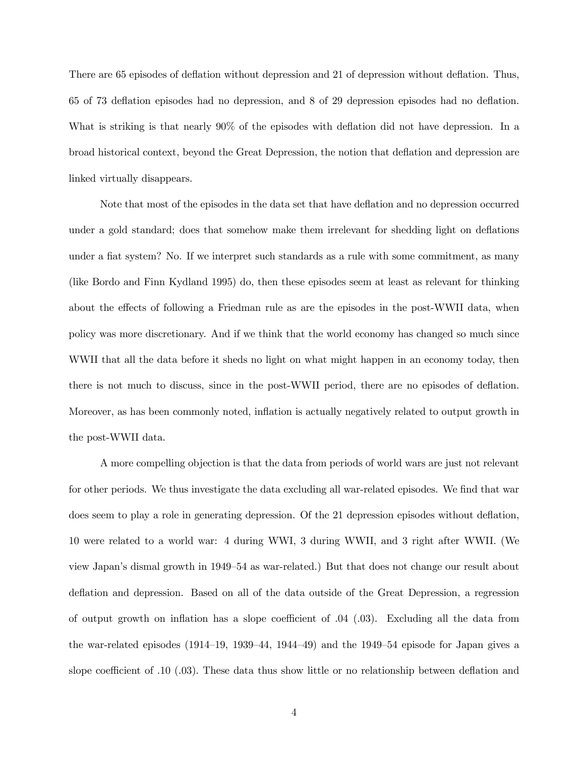There are 65 episodes of deflation without depression and 21 of depression without deflation. Thus, 65 of 73 deflation episodes had no depression, and 8 of 29 depression episodes had no deflation. What is striking is that nearly 90% of the episodes with deflation did not have depression. In a broad historical context, beyond the Great Depression, the notion that deflation and depression are linked virtually disappears.

Note that most of the episodes in the data set that have deflation and no depression occurred under a gold standard; does that somehow make them irrelevant for shedding light on deflations under a fiat system? No. If we interpret such standards as a rule with some commitment, as many (like Bordo and Finn Kydland 1995) do, then these episodes seem at least as relevant for thinking about the effects of following a Friedman rule as are the episodes in the post-WWII data, when policy was more discretionary. And if we think that the world economy has changed so much since WWII that all the data before it sheds no light on what might happen in an economy today, then there is not much to discuss, since in the post-WWII period, there are no episodes of deflation. Moreover, as has been commonly noted, inflation is actually negatively related to output growth in the post-WWII data.

A more compelling objection is that the data from periods of world wars are just not relevant for other periods. We thus investigate the data excluding all war-related episodes. We find that war does seem to play a role in generating depression. Of the 21 depression episodes without deflation, 10 were related to a world war: 4 during WWI, 3 during WWII, and 3 right after WWII. (We view Japan's dismal growth in 1949–54 as war-related.) But that does not change our result about deflation and depression. Based on all of the data outside of the Great Depression, a regression of output growth on inflation has a slope coefficient of .04 (.03). Excluding all the data from the war-related episodes (1914–19, 1939–44, 1944–49) and the 1949–54 episode for Japan gives a slope coefficient of .10 (.03). These data thus show little or no relationship between deflation and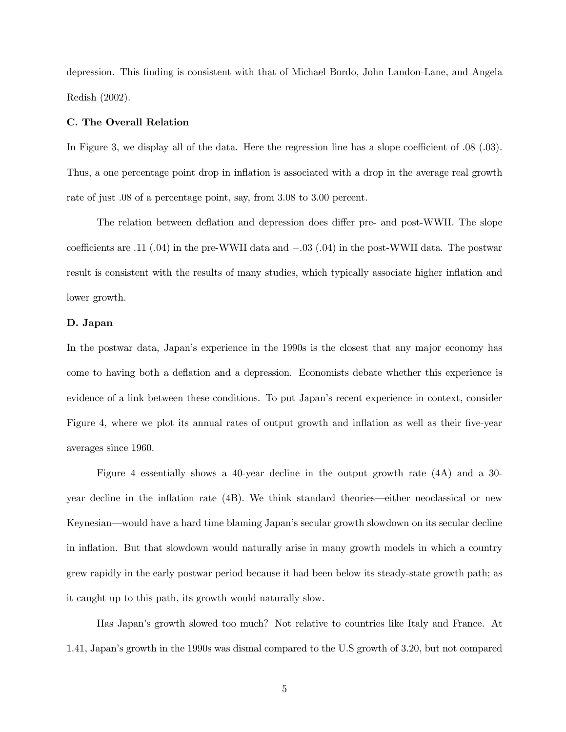depression. This finding is consistent with that of Michael Bordo, John Landon-Lane, and Angela Redish (2002).

**C. The Overall Relation**

In Figure 3, we display all of the data. Here the regression line has a slope coefficient of .08 (.03). Thus, a one percentage point drop in inflation is associated with a drop in the average real growth rate of just .08 of a percentage point, say, from 3.08 to 3.00 percent.

The relation between deflation and depression does differ pre- and post-WWII. The slope coefficients are .11 (.04) in the pre-WWII data and −.03 (.04) in the post-WWII data. The postwar result is consistent with the results of many studies, which typically associate higher inflation and lower growth.

**D. Japan**

In the postwar data, Japan's experience in the 1990s is the closest that any major economy has come to having both a deflation and a depression. Economists debate whether this experience is evidence of a link between these conditions. To put Japan's recent experience in context, consider Figure 4, where we plot its annual rates of output growth and inflation as well as their five-year averages since 1960.

Figure 4 essentially shows a 40-year decline in the output growth rate (4A) and a 30-year decline in the inflation rate (4B). We think standard theories—either neoclassical or new Keynesian—would have a hard time blaming Japan's secular growth slowdown on its secular decline in inflation. But that slowdown would naturally arise in many growth models in which a country grew rapidly in the early postwar period because it had been below its steady-state growth path; as it caught up to this path, its growth would naturally slow.

Has Japan's growth slowed too much? Not relative to countries like Italy and France. At 1.41, Japan's growth in the 1990s was dismal compared to the U.S growth of 3.20, but not compared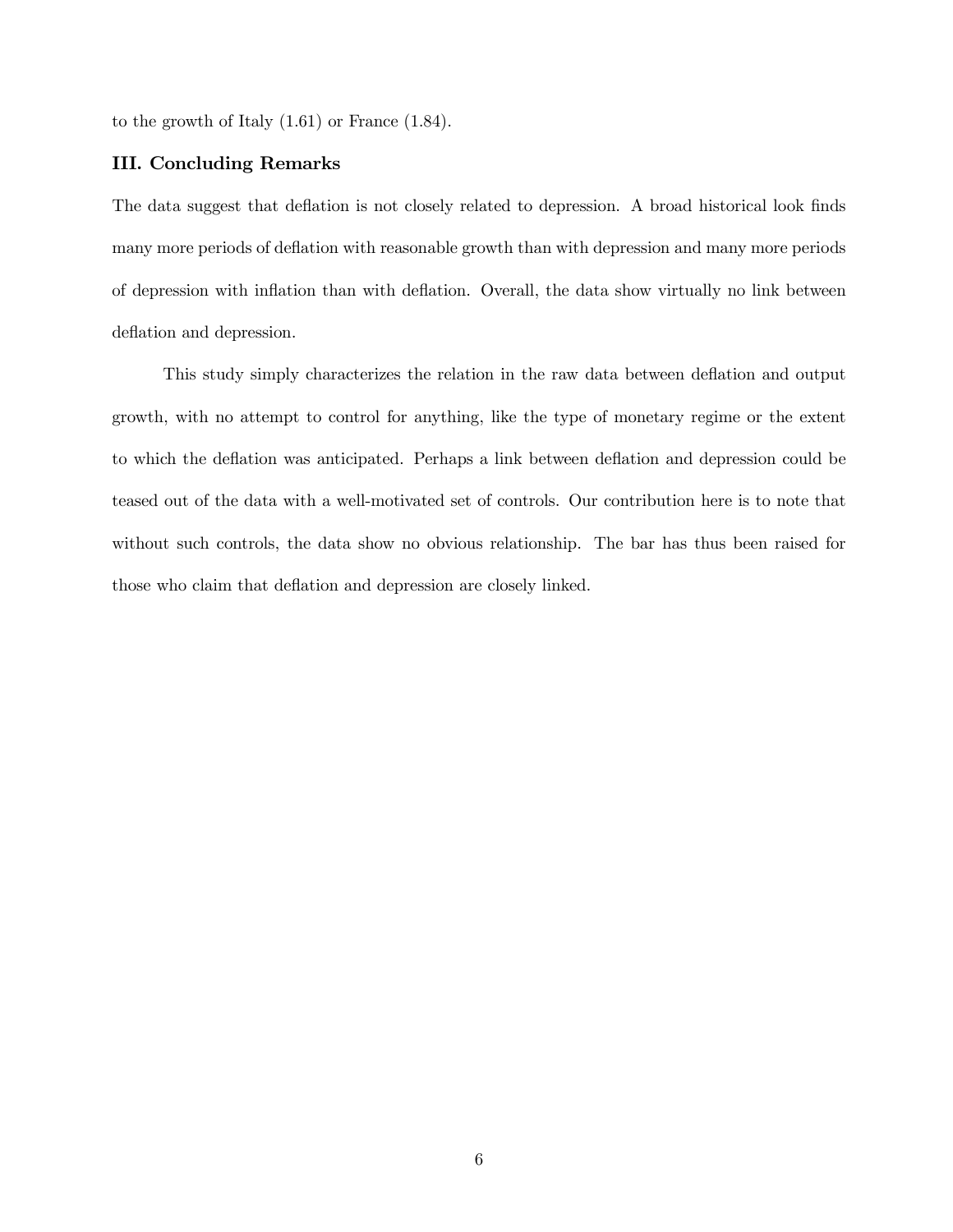to the growth of Italy (1.61) or France (1.84).

### III. Concluding Remarks

The data suggest that deflation is not closely related to depression. A broad historical look finds many more periods of deflation with reasonable growth than with depression and many more periods of depression with inflation than with deflation. Overall, the data show virtually no link between deflation and depression.

This study simply characterizes the relation in the raw data between deflation and output growth, with no attempt to control for anything, like the type of monetary regime or the extent to which the deflation was anticipated. Perhaps a link between deflation and depression could be teased out of the data with a well-motivated set of controls. Our contribution here is to note that without such controls, the data show no obvious relationship. The bar has thus been raised for those who claim that deflation and depression are closely linked.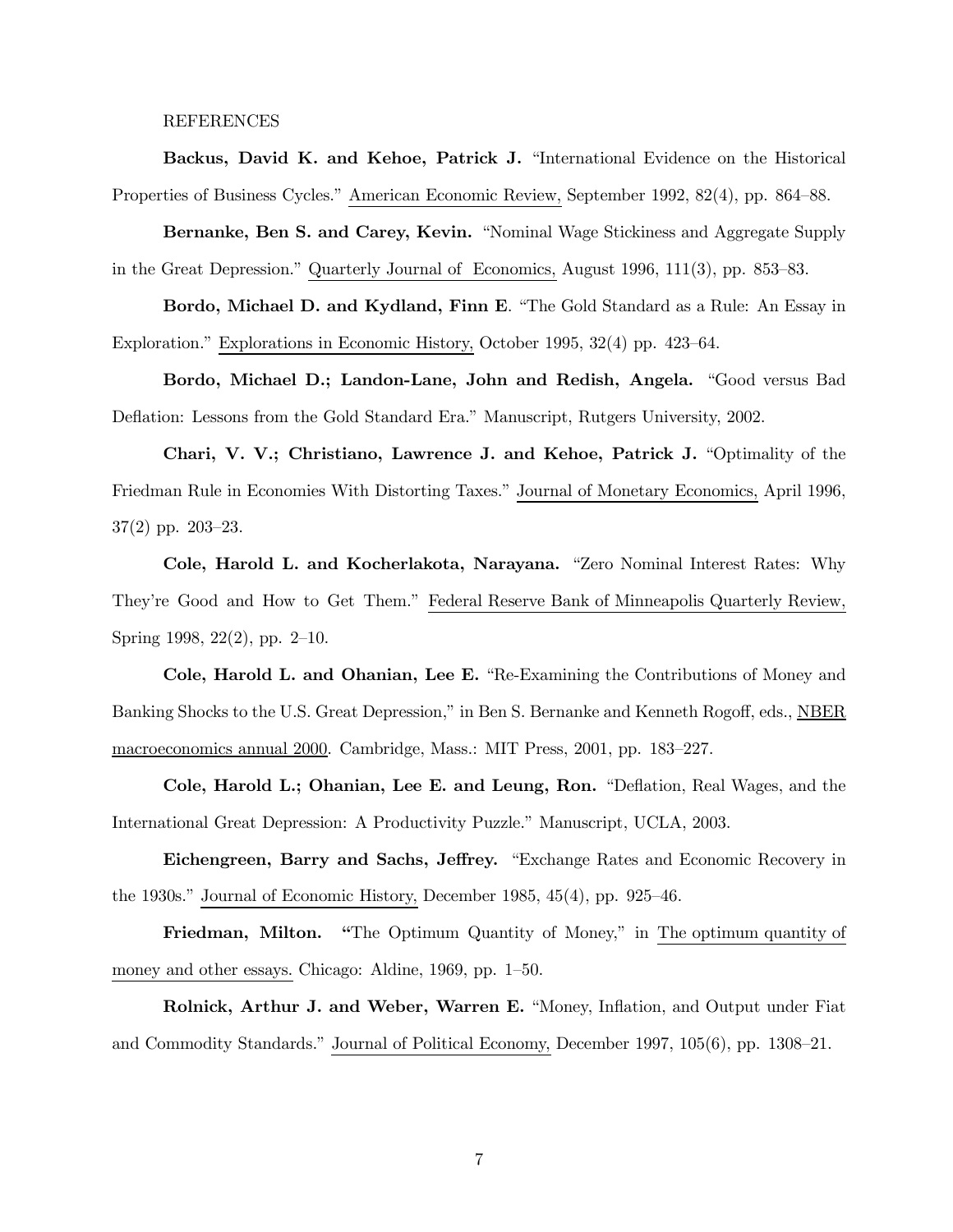REFERENCES

**Backus, David K. and Kehoe, Patrick J.** "International Evidence on the Historical Properties of Business Cycles." American Economic Review, September 1992, 82(4), pp. 864–88.

**Bernanke, Ben S. and Carey, Kevin.** "Nominal Wage Stickiness and Aggregate Supply in the Great Depression." Quarterly Journal of Economics, August 1996, 111(3), pp. 853–83.

**Bordo, Michael D. and Kydland, Finn E**. "The Gold Standard as a Rule: An Essay in Exploration." Explorations in Economic History, October 1995, 32(4) pp. 423–64.

**Bordo, Michael D.; Landon-Lane, John and Redish, Angela.** "Good versus Bad Deflation: Lessons from the Gold Standard Era." Manuscript, Rutgers University, 2002.

**Chari, V. V.; Christiano, Lawrence J. and Kehoe, Patrick J.** "Optimality of the Friedman Rule in Economies With Distorting Taxes." Journal of Monetary Economics, April 1996, 37(2) pp. 203–23.

**Cole, Harold L. and Kocherlakota, Narayana.** "Zero Nominal Interest Rates: Why They're Good and How to Get Them." Federal Reserve Bank of Minneapolis Quarterly Review, Spring 1998, 22(2), pp. 2–10.

**Cole, Harold L. and Ohanian, Lee E.** "Re-Examining the Contributions of Money and Banking Shocks to the U.S. Great Depression," in Ben S. Bernanke and Kenneth Rogoff, eds., NBER macroeconomics annual 2000. Cambridge, Mass.: MIT Press, 2001, pp. 183–227.

**Cole, Harold L.; Ohanian, Lee E. and Leung, Ron.** "Deflation, Real Wages, and the International Great Depression: A Productivity Puzzle." Manuscript, UCLA, 2003.

**Eichengreen, Barry and Sachs, Jeffrey.** "Exchange Rates and Economic Recovery in the 1930s." Journal of Economic History, December 1985, 45(4), pp. 925–46.

**Friedman, Milton.** "The Optimum Quantity of Money," in The optimum quantity of money and other essays. Chicago: Aldine, 1969, pp. 1–50.

**Rolnick, Arthur J. and Weber, Warren E.** "Money, Inflation, and Output under Fiat and Commodity Standards." Journal of Political Economy, December 1997, 105(6), pp. 1308–21.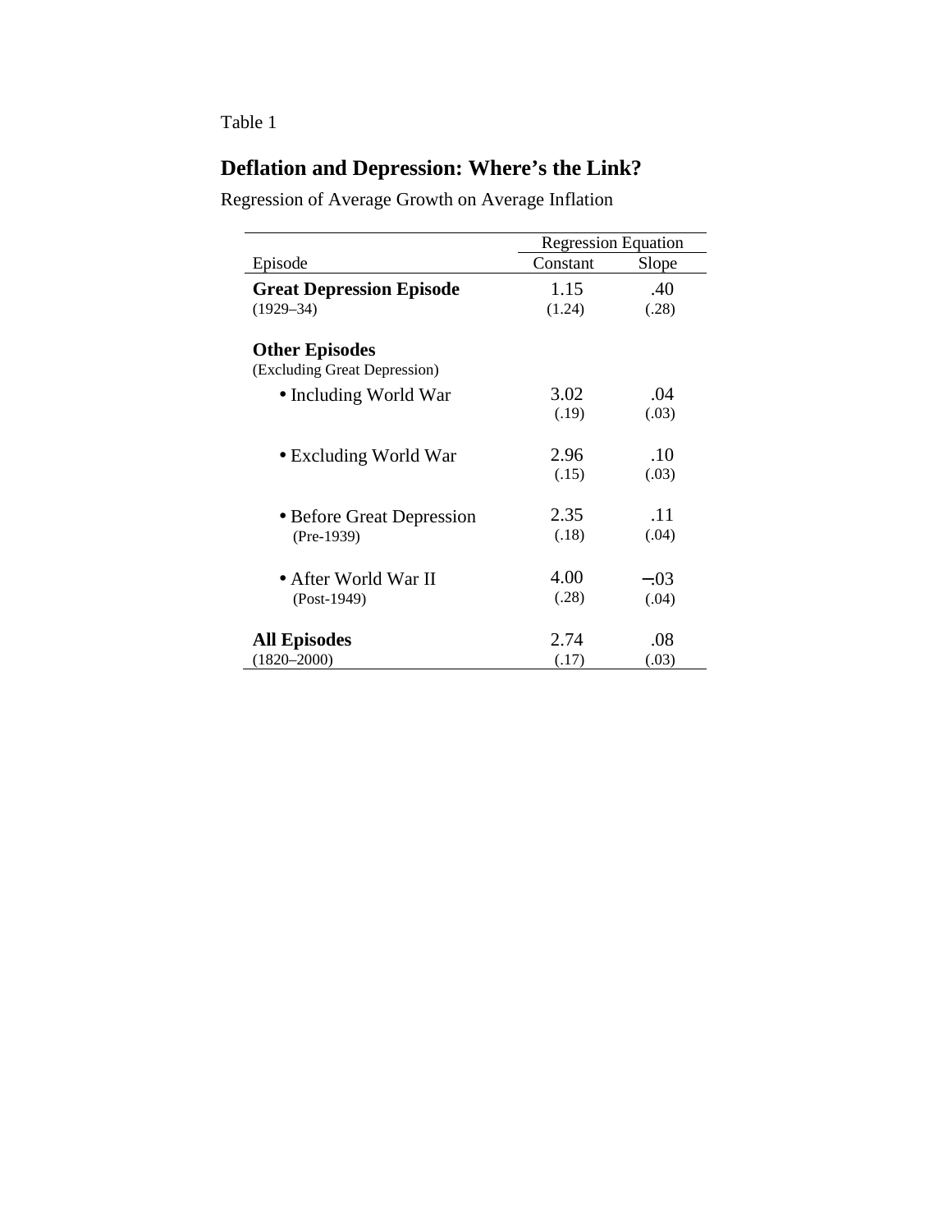Table 1

## Deflation and Depression: Where's the Link?

Regression of Average Growth on Average Inflation

| Episode | Regression Equation | |
|---|---|---|
| | Constant | Slope |
| **Great Depression Episode** (1929–34) | 1.15 (1.24) | .40 (.28) |
| **Other Episodes** (Excluding Great Depression) | | |
| • Including World War | 3.02 (.19) | .04 (.03) |
| • Excluding World War | 2.96 (.15) | .10 (.03) |
| • Before Great Depression (Pre-1939) | 2.35 (.18) | .11 (.04) |
| • After World War II (Post-1949) | 4.00 (.28) | −.03 (.04) |
| **All Episodes** (1820–2000) | 2.74 (.17) | .08 (.03) |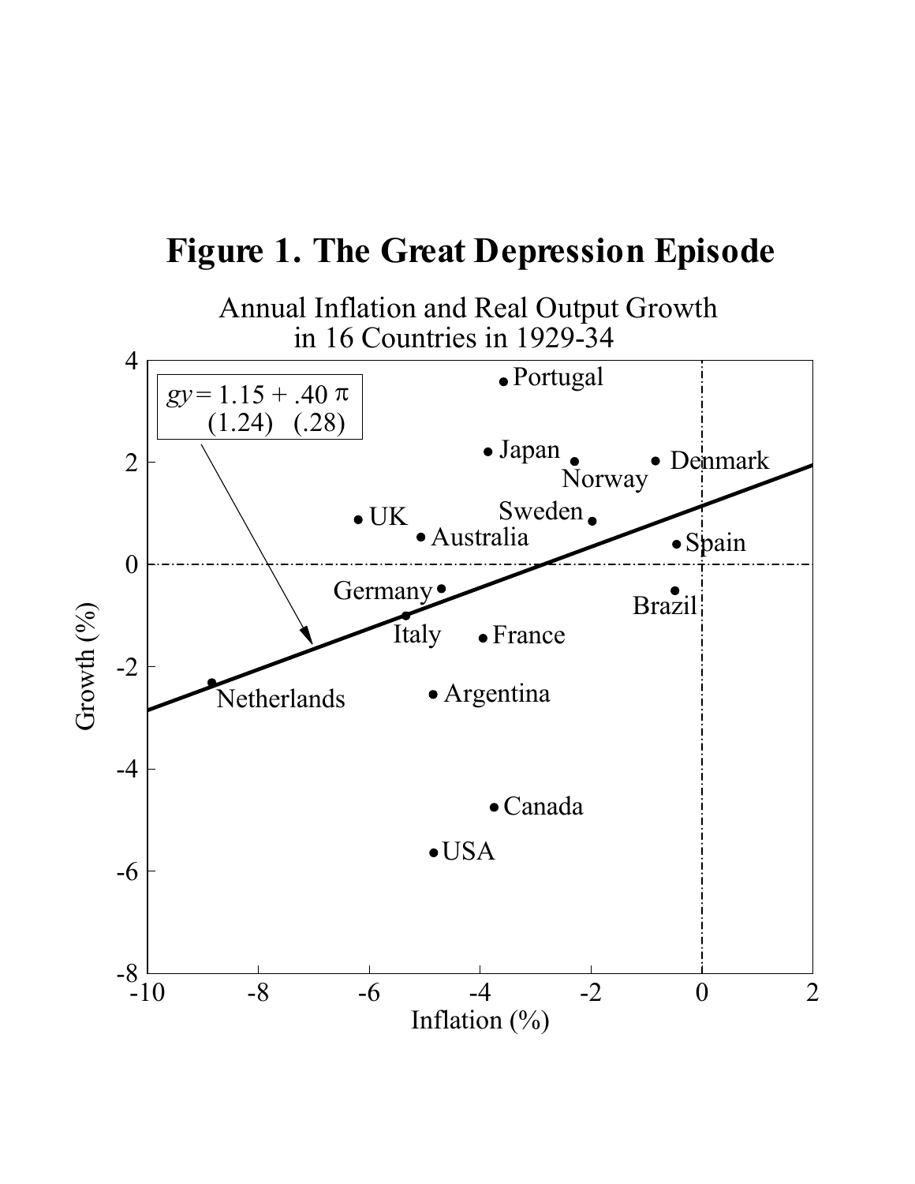# Figure 1. The Great Depression Episode

Annual Inflation and Real Output Growth in 16 Countries in 1929-34

$$gy = 1.15 + .40\,\pi$$
$$\quad\;\; (1.24) \quad (.28)$$

Growth (%)

Inflation (%)

Portugal, Japan, Norway, Denmark, Sweden, UK, Australia, Spain, Germany, Brazil, Italy, France, Netherlands, Argentina, Canada, USA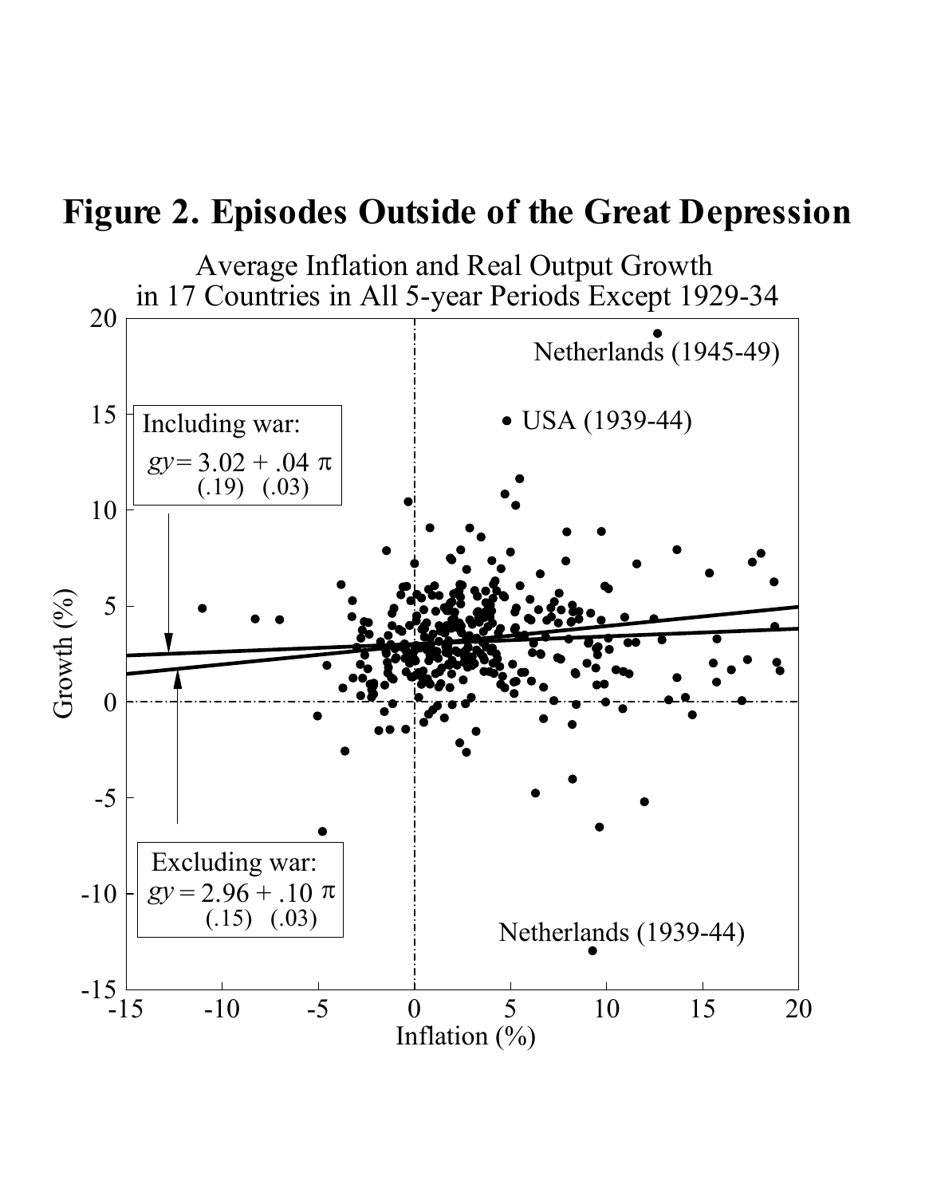# Figure 2. Episodes Outside of the Great Depression

Average Inflation and Real Output Growth in 17 Countries in All 5-year Periods Except 1929-34

Including war:
$$gy = 3.02 + .04\,\pi$$
$$(.19) \quad (.03)$$

Excluding war:
$$gy = 2.96 + .10\,\pi$$
$$(.15) \quad (.03)$$

Netherlands (1945-49)

USA (1939-44)

Netherlands (1939-44)

Growth (%)

Inflation (%)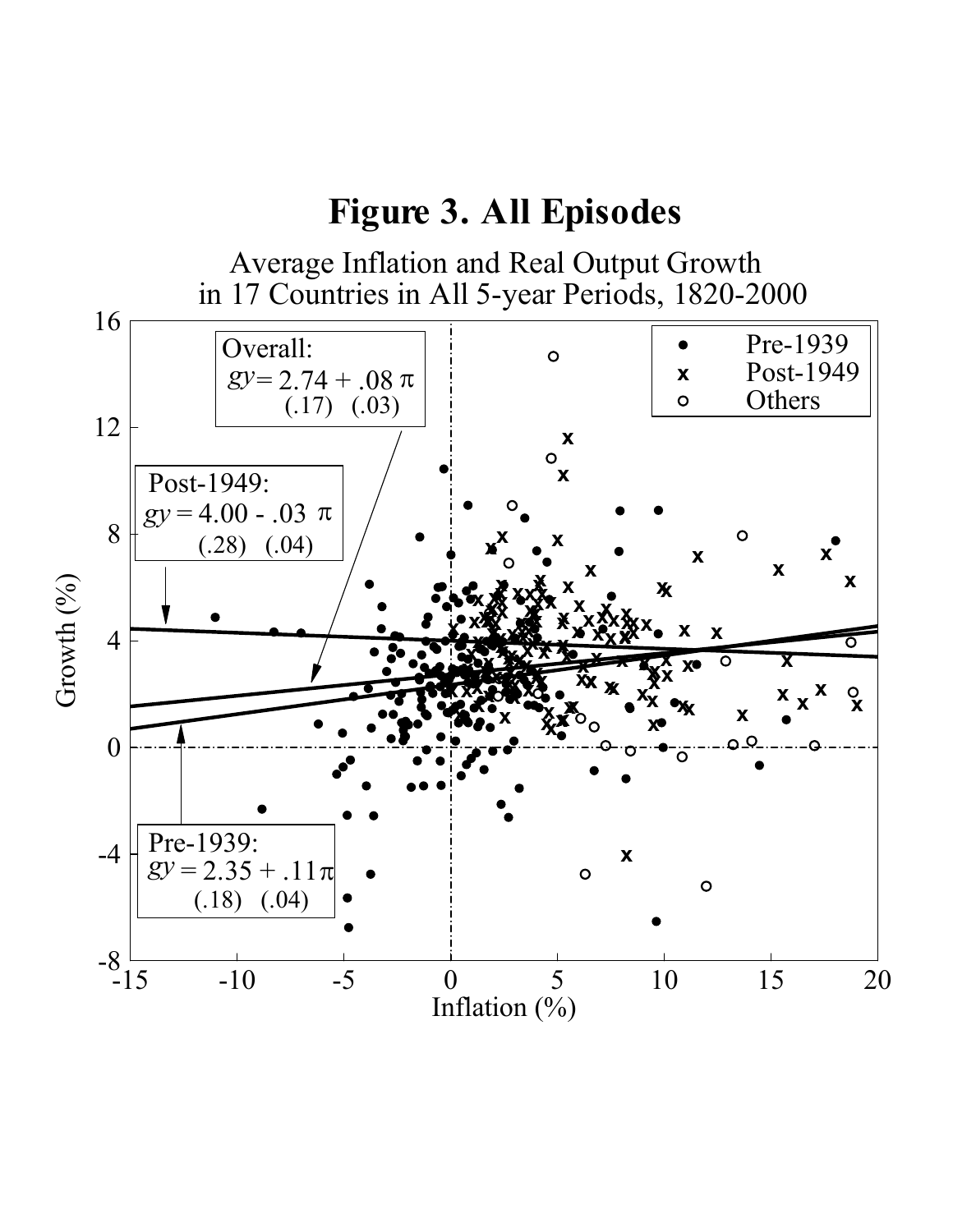# Figure 3. All Episodes

Average Inflation and Real Output Growth in 17 Countries in All 5-year Periods, 1820-2000

Overall: $gy = 2.74 + .08\,\pi$ (.17) (.03)

Post-1949: $gy = 4.00 - .03\,\pi$ (.28) (.04)

Pre-1939: $gy = 2.35 + .11\pi$ (.18) (.04)

Legend: ● Pre-1939; x Post-1949; ○ Others

Vertical axis: Growth (%), from -8 to 16. Horizontal axis: Inflation (%), from -15 to 20.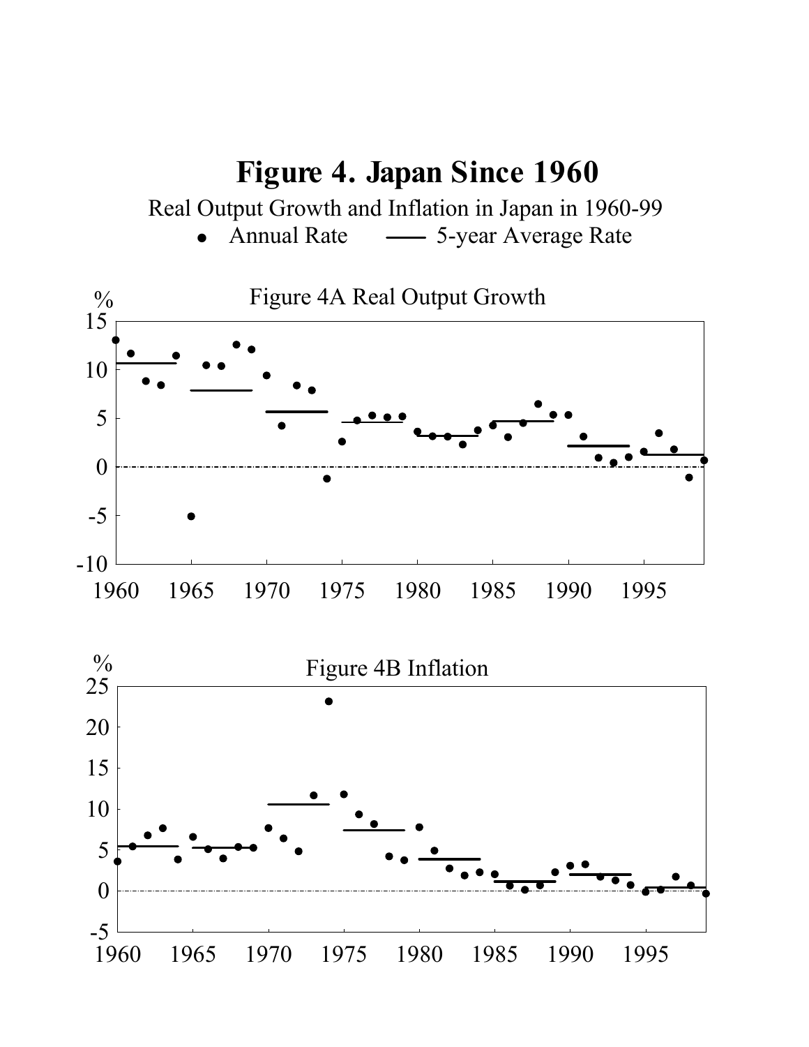# Figure 4. Japan Since 1960

Real Output Growth and Inflation in Japan in 1960-99

• Annual Rate —— 5-year Average Rate

Figure 4A Real Output Growth

%

15
10
5
0
-5
-10

1960 1965 1970 1975 1980 1985 1990 1995

Figure 4B Inflation

%

25
20
15
10
5
0
-5

1960 1965 1970 1975 1980 1985 1990 1995